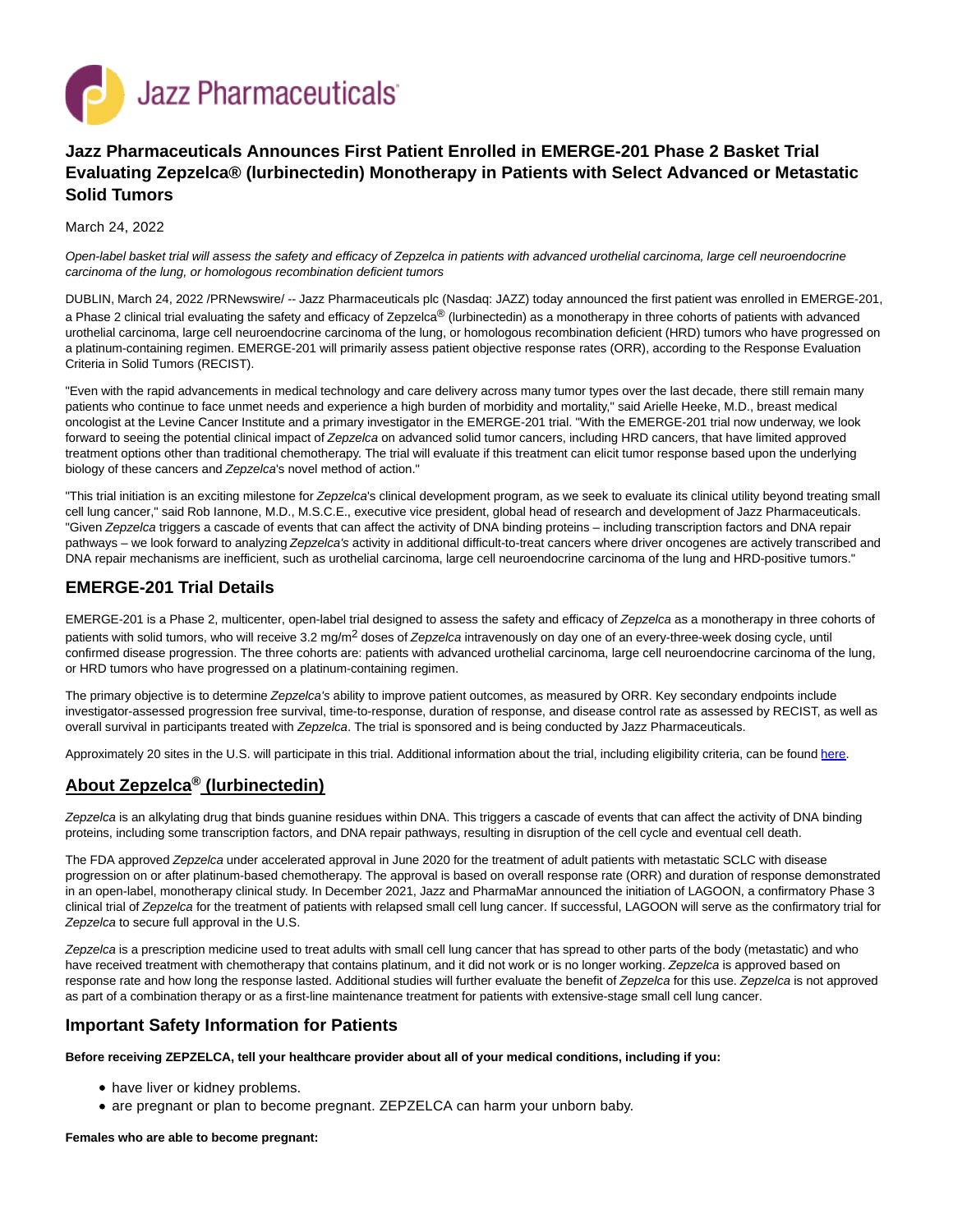Jazz Pharmaceuticals

# Jazz Pharmaceuticals Announces First Patient Enrolled in EMERGE-201 Phase 2 Basket Trial Evaluating Zepzelca® (lurbinectedin) Monotherapy in Patients with Select Advanced or Metastatic Solid Tumors

March 24, 2022

*Open-label basket trial will assess the safety and efficacy of Zepzelca in patients with advanced urothelial carcinoma, large cell neuroendocrine carcinoma of the lung, or homologous recombination deficient tumors*

DUBLIN, March 24, 2022 /PRNewswire/ -- Jazz Pharmaceuticals plc (Nasdaq: JAZZ) today announced the first patient was enrolled in EMERGE-201, a Phase 2 clinical trial evaluating the safety and efficacy of Zepzelca® (lurbinectedin) as a monotherapy in three cohorts of patients with advanced urothelial carcinoma, large cell neuroendocrine carcinoma of the lung, or homologous recombination deficient (HRD) tumors who have progressed on a platinum-containing regimen. EMERGE-201 will primarily assess patient objective response rates (ORR), according to the Response Evaluation Criteria in Solid Tumors (RECIST).

"Even with the rapid advancements in medical technology and care delivery across many tumor types over the last decade, there still remain many patients who continue to face unmet needs and experience a high burden of morbidity and mortality," said Arielle Heeke, M.D., breast medical oncologist at the Levine Cancer Institute and a primary investigator in the EMERGE-201 trial. "With the EMERGE-201 trial now underway, we look forward to seeing the potential clinical impact of *Zepzelca* on advanced solid tumor cancers, including HRD cancers, that have limited approved treatment options other than traditional chemotherapy. The trial will evaluate if this treatment can elicit tumor response based upon the underlying biology of these cancers and *Zepzelca*'s novel method of action."

"This trial initiation is an exciting milestone for *Zepzelca*'s clinical development program, as we seek to evaluate its clinical utility beyond treating small cell lung cancer," said Rob Iannone, M.D., M.S.C.E., executive vice president, global head of research and development of Jazz Pharmaceuticals. "Given *Zepzelca* triggers a cascade of events that can affect the activity of DNA binding proteins – including transcription factors and DNA repair pathways – we look forward to analyzing *Zepzelca's* activity in additional difficult-to-treat cancers where driver oncogenes are actively transcribed and DNA repair mechanisms are inefficient, such as urothelial carcinoma, large cell neuroendocrine carcinoma of the lung and HRD-positive tumors."

## EMERGE-201 Trial Details

EMERGE-201 is a Phase 2, multicenter, open-label trial designed to assess the safety and efficacy of *Zepzelca* as a monotherapy in three cohorts of patients with solid tumors, who will receive 3.2 mg/m$^2$ doses of *Zepzelca* intravenously on day one of an every-three-week dosing cycle, until confirmed disease progression. The three cohorts are: patients with advanced urothelial carcinoma, large cell neuroendocrine carcinoma of the lung, or HRD tumors who have progressed on a platinum-containing regimen.

The primary objective is to determine *Zepzelca's* ability to improve patient outcomes, as measured by ORR. Key secondary endpoints include investigator-assessed progression free survival, time-to-response, duration of response, and disease control rate as assessed by RECIST, as well as overall survival in participants treated with *Zepzelca*. The trial is sponsored and is being conducted by Jazz Pharmaceuticals.

Approximately 20 sites in the U.S. will participate in this trial. Additional information about the trial, including eligibility criteria, can be found here.

## About Zepzelca® (lurbinectedin)

*Zepzelca* is an alkylating drug that binds guanine residues within DNA. This triggers a cascade of events that can affect the activity of DNA binding proteins, including some transcription factors, and DNA repair pathways, resulting in disruption of the cell cycle and eventual cell death.

The FDA approved *Zepzelca* under accelerated approval in June 2020 for the treatment of adult patients with metastatic SCLC with disease progression on or after platinum-based chemotherapy. The approval is based on overall response rate (ORR) and duration of response demonstrated in an open-label, monotherapy clinical study. In December 2021, Jazz and PharmaMar announced the initiation of LAGOON, a confirmatory Phase 3 clinical trial of *Zepzelca* for the treatment of patients with relapsed small cell lung cancer. If successful, LAGOON will serve as the confirmatory trial for *Zepzelca* to secure full approval in the U.S.

*Zepzelca* is a prescription medicine used to treat adults with small cell lung cancer that has spread to other parts of the body (metastatic) and who have received treatment with chemotherapy that contains platinum, and it did not work or is no longer working. *Zepzelca* is approved based on response rate and how long the response lasted. Additional studies will further evaluate the benefit of *Zepzelca* for this use. *Zepzelca* is not approved as part of a combination therapy or as a first-line maintenance treatment for patients with extensive-stage small cell lung cancer.

## Important Safety Information for Patients

**Before receiving ZEPZELCA, tell your healthcare provider about all of your medical conditions, including if you:**

- have liver or kidney problems.
- are pregnant or plan to become pregnant. ZEPZELCA can harm your unborn baby.

**Females who are able to become pregnant:**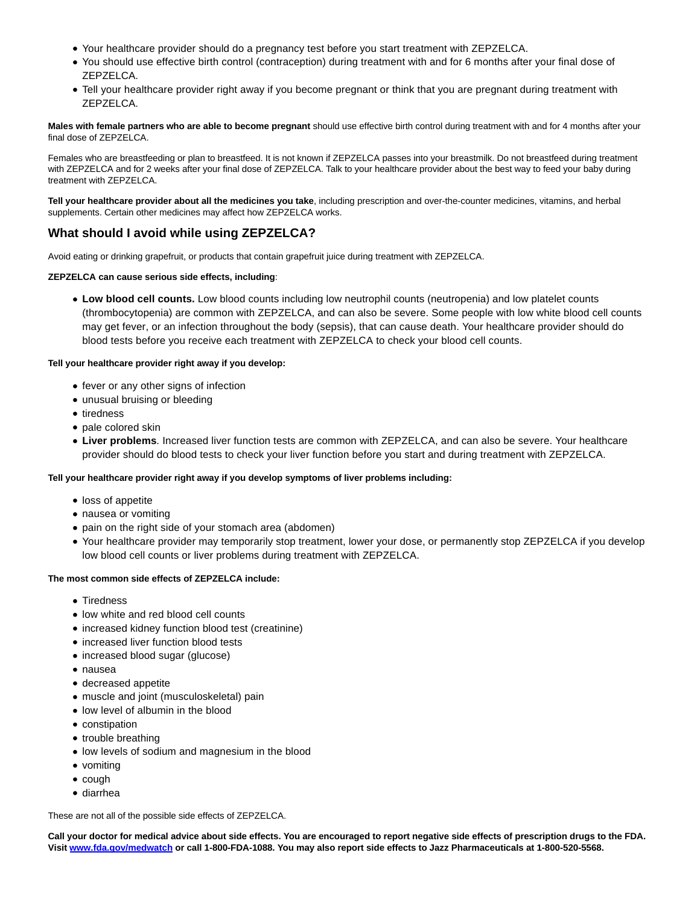- Your healthcare provider should do a pregnancy test before you start treatment with ZEPZELCA.
- You should use effective birth control (contraception) during treatment with and for 6 months after your final dose of ZEPZELCA.
- Tell your healthcare provider right away if you become pregnant or think that you are pregnant during treatment with ZEPZELCA.

**Males with female partners who are able to become pregnant** should use effective birth control during treatment with and for 4 months after your final dose of ZEPZELCA.

Females who are breastfeeding or plan to breastfeed. It is not known if ZEPZELCA passes into your breastmilk. Do not breastfeed during treatment with ZEPZELCA and for 2 weeks after your final dose of ZEPZELCA. Talk to your healthcare provider about the best way to feed your baby during treatment with ZEPZELCA.

**Tell your healthcare provider about all the medicines you take**, including prescription and over-the-counter medicines, vitamins, and herbal supplements. Certain other medicines may affect how ZEPZELCA works.

## What should I avoid while using ZEPZELCA?

Avoid eating or drinking grapefruit, or products that contain grapefruit juice during treatment with ZEPZELCA.

**ZEPZELCA can cause serious side effects, including**:

- **Low blood cell counts.** Low blood counts including low neutrophil counts (neutropenia) and low platelet counts (thrombocytopenia) are common with ZEPZELCA, and can also be severe. Some people with low white blood cell counts may get fever, or an infection throughout the body (sepsis), that can cause death. Your healthcare provider should do blood tests before you receive each treatment with ZEPZELCA to check your blood cell counts.

**Tell your healthcare provider right away if you develop:**

- fever or any other signs of infection
- unusual bruising or bleeding
- tiredness
- pale colored skin
- **Liver problems**. Increased liver function tests are common with ZEPZELCA, and can also be severe. Your healthcare provider should do blood tests to check your liver function before you start and during treatment with ZEPZELCA.

**Tell your healthcare provider right away if you develop symptoms of liver problems including:**

- loss of appetite
- nausea or vomiting
- pain on the right side of your stomach area (abdomen)
- Your healthcare provider may temporarily stop treatment, lower your dose, or permanently stop ZEPZELCA if you develop low blood cell counts or liver problems during treatment with ZEPZELCA.

**The most common side effects of ZEPZELCA include:**

- Tiredness
- low white and red blood cell counts
- increased kidney function blood test (creatinine)
- increased liver function blood tests
- increased blood sugar (glucose)
- nausea
- decreased appetite
- muscle and joint (musculoskeletal) pain
- low level of albumin in the blood
- constipation
- trouble breathing
- low levels of sodium and magnesium in the blood
- vomiting
- cough
- diarrhea

These are not all of the possible side effects of ZEPZELCA.

**Call your doctor for medical advice about side effects. You are encouraged to report negative side effects of prescription drugs to the FDA. Visit [www.fda.gov/medwatch](http://www.fda.gov/medwatch) or call 1-800-FDA-1088. You may also report side effects to Jazz Pharmaceuticals at 1-800-520-5568.**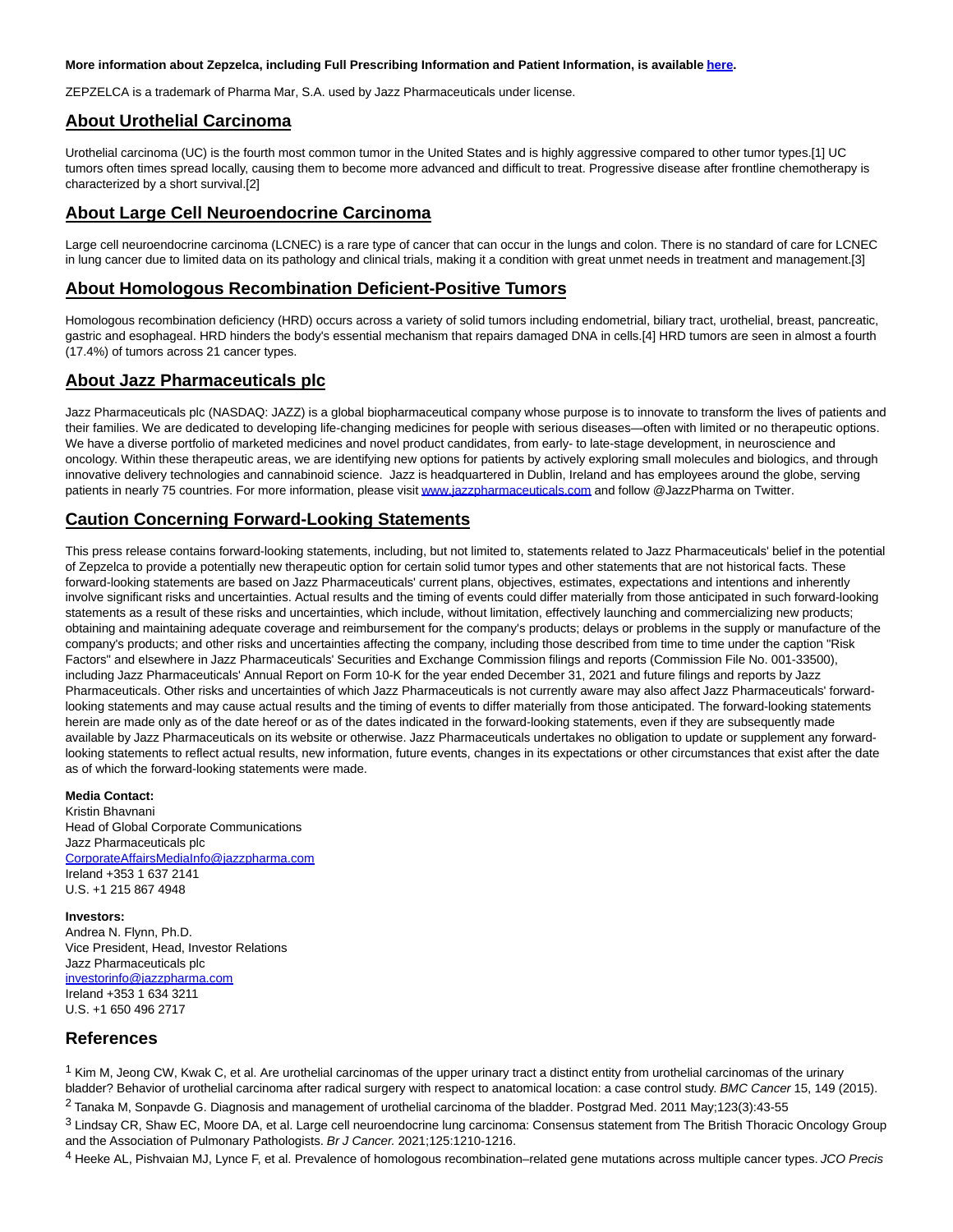**More information about Zepzelca, including Full Prescribing Information and Patient Information, is available [here](#).**

ZEPZELCA is a trademark of Pharma Mar, S.A. used by Jazz Pharmaceuticals under license.

## About Urothelial Carcinoma

Urothelial carcinoma (UC) is the fourth most common tumor in the United States and is highly aggressive compared to other tumor types.[1] UC tumors often times spread locally, causing them to become more advanced and difficult to treat. Progressive disease after frontline chemotherapy is characterized by a short survival.[2]

## About Large Cell Neuroendocrine Carcinoma

Large cell neuroendocrine carcinoma (LCNEC) is a rare type of cancer that can occur in the lungs and colon. There is no standard of care for LCNEC in lung cancer due to limited data on its pathology and clinical trials, making it a condition with great unmet needs in treatment and management.[3]

## About Homologous Recombination Deficient-Positive Tumors

Homologous recombination deficiency (HRD) occurs across a variety of solid tumors including endometrial, biliary tract, urothelial, breast, pancreatic, gastric and esophageal. HRD hinders the body's essential mechanism that repairs damaged DNA in cells.[4] HRD tumors are seen in almost a fourth (17.4%) of tumors across 21 cancer types.

## About Jazz Pharmaceuticals plc

Jazz Pharmaceuticals plc (NASDAQ: JAZZ) is a global biopharmaceutical company whose purpose is to innovate to transform the lives of patients and their families. We are dedicated to developing life-changing medicines for people with serious diseases—often with limited or no therapeutic options. We have a diverse portfolio of marketed medicines and novel product candidates, from early- to late-stage development, in neuroscience and oncology. Within these therapeutic areas, we are identifying new options for patients by actively exploring small molecules and biologics, and through innovative delivery technologies and cannabinoid science. Jazz is headquartered in Dublin, Ireland and has employees around the globe, serving patients in nearly 75 countries. For more information, please visit [www.jazzpharmaceuticals.com](http://www.jazzpharmaceuticals.com) and follow @JazzPharma on Twitter.

## Caution Concerning Forward-Looking Statements

This press release contains forward-looking statements, including, but not limited to, statements related to Jazz Pharmaceuticals' belief in the potential of Zepzelca to provide a potentially new therapeutic option for certain solid tumor types and other statements that are not historical facts. These forward-looking statements are based on Jazz Pharmaceuticals' current plans, objectives, estimates, expectations and intentions and inherently involve significant risks and uncertainties. Actual results and the timing of events could differ materially from those anticipated in such forward-looking statements as a result of these risks and uncertainties, which include, without limitation, effectively launching and commercializing new products; obtaining and maintaining adequate coverage and reimbursement for the company's products; delays or problems in the supply or manufacture of the company's products; and other risks and uncertainties affecting the company, including those described from time to time under the caption "Risk Factors" and elsewhere in Jazz Pharmaceuticals' Securities and Exchange Commission filings and reports (Commission File No. 001-33500), including Jazz Pharmaceuticals' Annual Report on Form 10-K for the year ended December 31, 2021 and future filings and reports by Jazz Pharmaceuticals. Other risks and uncertainties of which Jazz Pharmaceuticals is not currently aware may also affect Jazz Pharmaceuticals' forward-looking statements and may cause actual results and the timing of events to differ materially from those anticipated. The forward-looking statements herein are made only as of the date hereof or as of the dates indicated in the forward-looking statements, even if they are subsequently made available by Jazz Pharmaceuticals on its website or otherwise. Jazz Pharmaceuticals undertakes no obligation to update or supplement any forward-looking statements to reflect actual results, new information, future events, changes in its expectations or other circumstances that exist after the date as of which the forward-looking statements were made.

**Media Contact:**
Kristin Bhavnani
Head of Global Corporate Communications
Jazz Pharmaceuticals plc
[CorporateAffairsMediaInfo@jazzpharma.com](mailto:CorporateAffairsMediaInfo@jazzpharma.com)
Ireland +353 1 637 2141
U.S. +1 215 867 4948

**Investors:**
Andrea N. Flynn, Ph.D.
Vice President, Head, Investor Relations
Jazz Pharmaceuticals plc
[investorinfo@jazzpharma.com](mailto:investorinfo@jazzpharma.com)
Ireland +353 1 634 3211
U.S. +1 650 496 2717

## References

[1] Kim M, Jeong CW, Kwak C, et al. Are urothelial carcinomas of the upper urinary tract a distinct entity from urothelial carcinomas of the urinary bladder? Behavior of urothelial carcinoma after radical surgery with respect to anatomical location: a case control study. *BMC Cancer* 15, 149 (2015).

[2] Tanaka M, Sonpavde G. Diagnosis and management of urothelial carcinoma of the bladder. Postgrad Med. 2011 May;123(3):43-55

[3] Lindsay CR, Shaw EC, Moore DA, et al. Large cell neuroendocrine lung carcinoma: Consensus statement from The British Thoracic Oncology Group and the Association of Pulmonary Pathologists. *Br J Cancer.* 2021;125:1210-1216.

[4] Heeke AL, Pishvaian MJ, Lynce F, et al. Prevalence of homologous recombination–related gene mutations across multiple cancer types. *JCO Precis*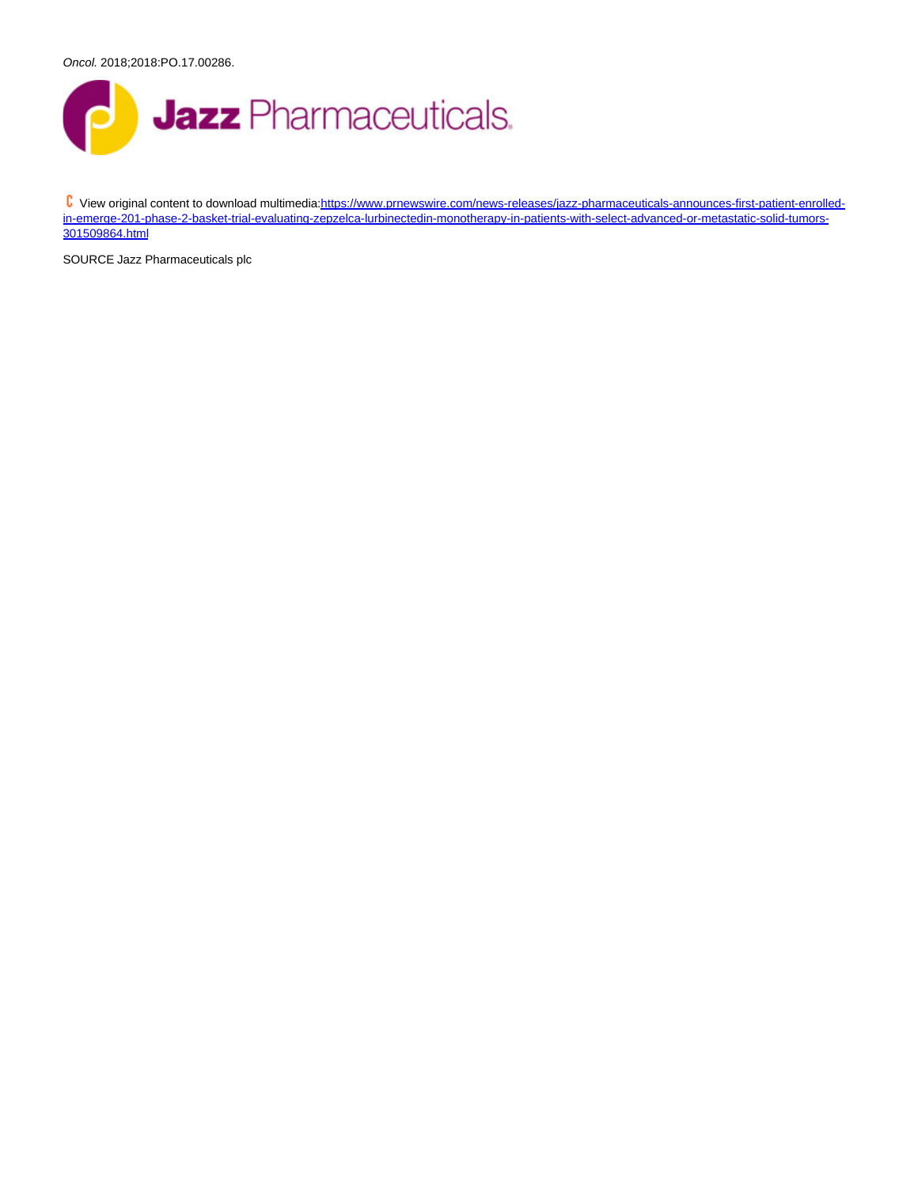*Oncol.* 2018;2018:PO.17.00286.

View original content to download multimedia:https://www.prnewswire.com/news-releases/jazz-pharmaceuticals-announces-first-patient-enrolled-in-emerge-201-phase-2-basket-trial-evaluating-zepzelca-lurbinectedin-monotherapy-in-patients-with-select-advanced-or-metastatic-solid-tumors-301509864.html

SOURCE Jazz Pharmaceuticals plc